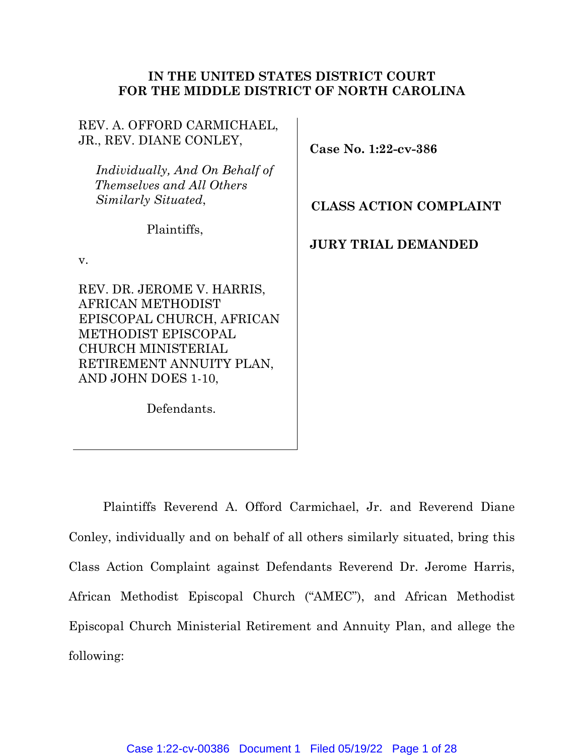**IN THE UNITED STATES DISTRICT COURT**
**FOR THE MIDDLE DISTRICT OF NORTH CAROLINA**

| | |
|---|---|
| REV. A. OFFORD CARMICHAEL, JR., REV. DIANE CONLEY,<br><br>*Individually, And On Behalf of Themselves and All Others Similarly Situated*,<br><br>Plaintiffs,<br><br>v.<br><br>REV. DR. JEROME V. HARRIS, AFRICAN METHODIST EPISCOPAL CHURCH, AFRICAN METHODIST EPISCOPAL CHURCH MINISTERIAL RETIREMENT ANNUITY PLAN, AND JOHN DOES 1-10,<br><br>Defendants. | **Case No. 1:22-cv-386**<br><br>**CLASS ACTION COMPLAINT**<br><br>**JURY TRIAL DEMANDED** |

Plaintiffs Reverend A. Offord Carmichael, Jr. and Reverend Diane Conley, individually and on behalf of all others similarly situated, bring this Class Action Complaint against Defendants Reverend Dr. Jerome Harris, African Methodist Episcopal Church ("AMEC"), and African Methodist Episcopal Church Ministerial Retirement and Annuity Plan, and allege the following: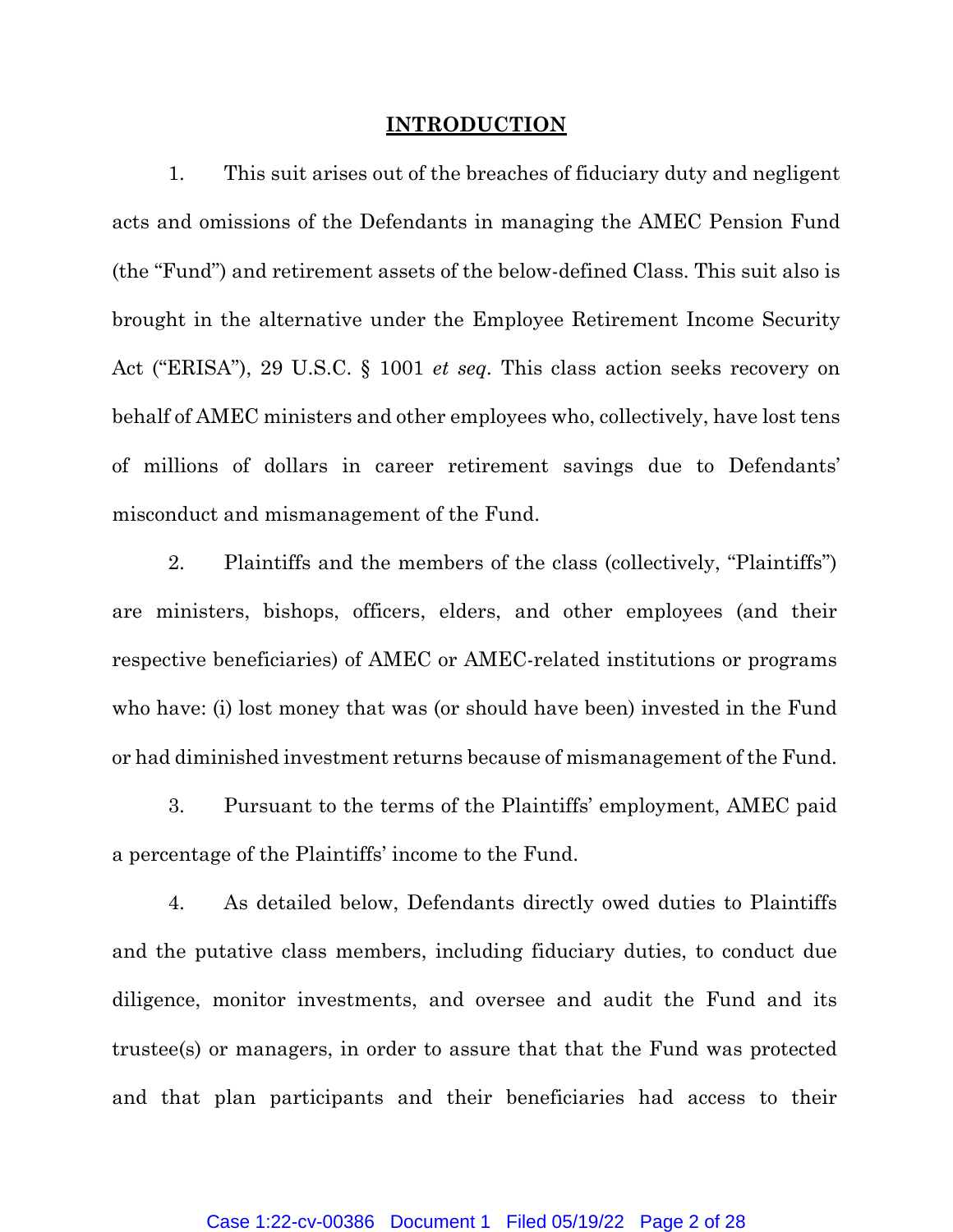## INTRODUCTION

1. This suit arises out of the breaches of fiduciary duty and negligent acts and omissions of the Defendants in managing the AMEC Pension Fund (the "Fund") and retirement assets of the below-defined Class. This suit also is brought in the alternative under the Employee Retirement Income Security Act ("ERISA"), 29 U.S.C. § 1001 *et seq.* This class action seeks recovery on behalf of AMEC ministers and other employees who, collectively, have lost tens of millions of dollars in career retirement savings due to Defendants' misconduct and mismanagement of the Fund.

2. Plaintiffs and the members of the class (collectively, "Plaintiffs") are ministers, bishops, officers, elders, and other employees (and their respective beneficiaries) of AMEC or AMEC-related institutions or programs who have: (i) lost money that was (or should have been) invested in the Fund or had diminished investment returns because of mismanagement of the Fund.

3. Pursuant to the terms of the Plaintiffs' employment, AMEC paid a percentage of the Plaintiffs' income to the Fund.

4. As detailed below, Defendants directly owed duties to Plaintiffs and the putative class members, including fiduciary duties, to conduct due diligence, monitor investments, and oversee and audit the Fund and its trustee(s) or managers, in order to assure that that the Fund was protected and that plan participants and their beneficiaries had access to their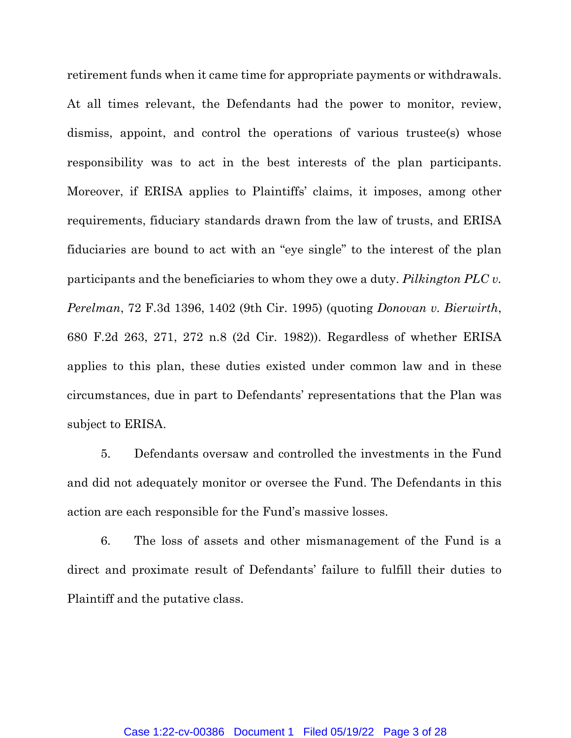retirement funds when it came time for appropriate payments or withdrawals. At all times relevant, the Defendants had the power to monitor, review, dismiss, appoint, and control the operations of various trustee(s) whose responsibility was to act in the best interests of the plan participants. Moreover, if ERISA applies to Plaintiffs' claims, it imposes, among other requirements, fiduciary standards drawn from the law of trusts, and ERISA fiduciaries are bound to act with an "eye single" to the interest of the plan participants and the beneficiaries to whom they owe a duty. *Pilkington PLC v. Perelman*, 72 F.3d 1396, 1402 (9th Cir. 1995) (quoting *Donovan v. Bierwirth*, 680 F.2d 263, 271, 272 n.8 (2d Cir. 1982)). Regardless of whether ERISA applies to this plan, these duties existed under common law and in these circumstances, due in part to Defendants' representations that the Plan was subject to ERISA.

5. Defendants oversaw and controlled the investments in the Fund and did not adequately monitor or oversee the Fund. The Defendants in this action are each responsible for the Fund's massive losses.

6. The loss of assets and other mismanagement of the Fund is a direct and proximate result of Defendants' failure to fulfill their duties to Plaintiff and the putative class.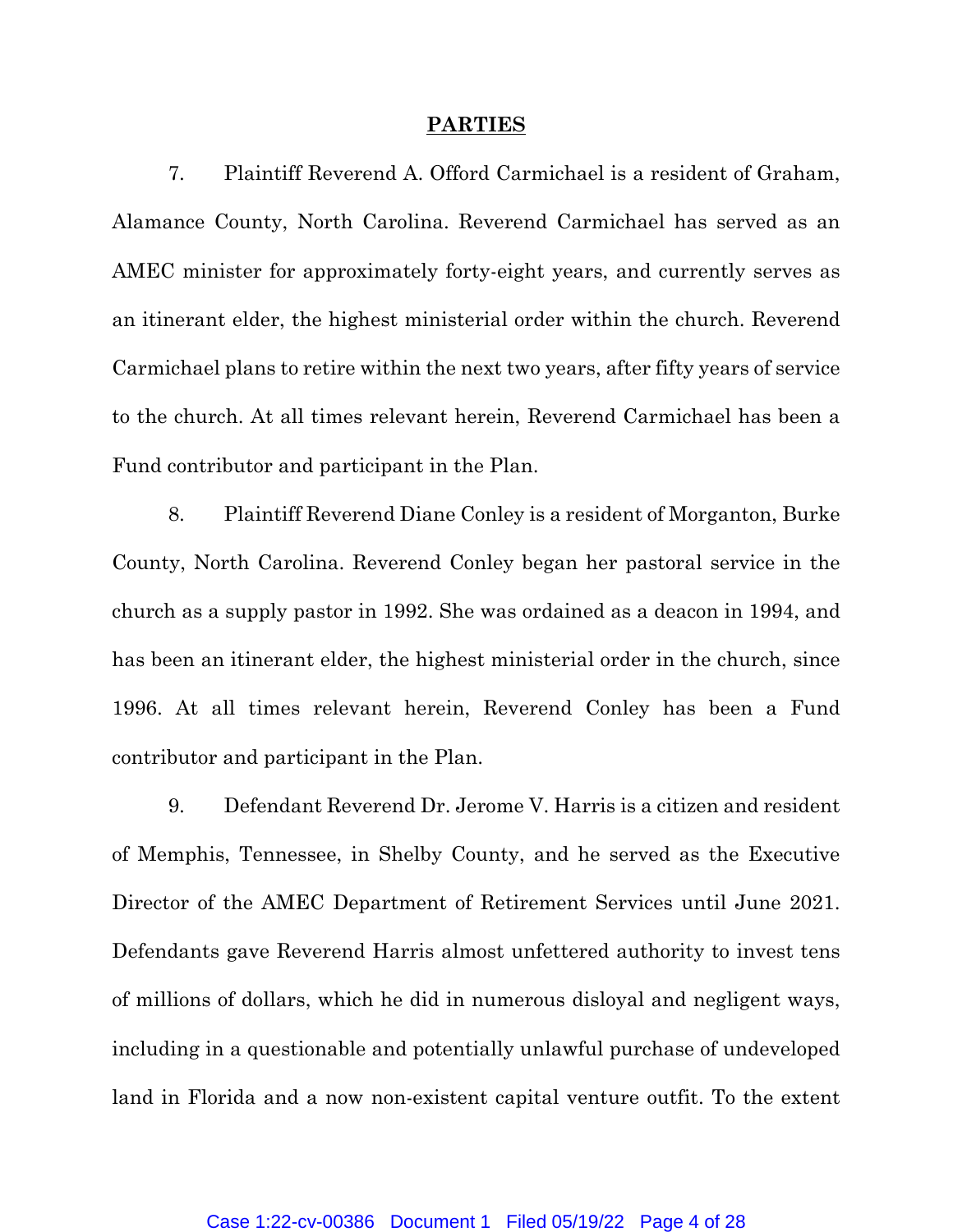## PARTIES

7. Plaintiff Reverend A. Offord Carmichael is a resident of Graham, Alamance County, North Carolina. Reverend Carmichael has served as an AMEC minister for approximately forty-eight years, and currently serves as an itinerant elder, the highest ministerial order within the church. Reverend Carmichael plans to retire within the next two years, after fifty years of service to the church. At all times relevant herein, Reverend Carmichael has been a Fund contributor and participant in the Plan.

8. Plaintiff Reverend Diane Conley is a resident of Morganton, Burke County, North Carolina. Reverend Conley began her pastoral service in the church as a supply pastor in 1992. She was ordained as a deacon in 1994, and has been an itinerant elder, the highest ministerial order in the church, since 1996. At all times relevant herein, Reverend Conley has been a Fund contributor and participant in the Plan.

9. Defendant Reverend Dr. Jerome V. Harris is a citizen and resident of Memphis, Tennessee, in Shelby County, and he served as the Executive Director of the AMEC Department of Retirement Services until June 2021. Defendants gave Reverend Harris almost unfettered authority to invest tens of millions of dollars, which he did in numerous disloyal and negligent ways, including in a questionable and potentially unlawful purchase of undeveloped land in Florida and a now non-existent capital venture outfit. To the extent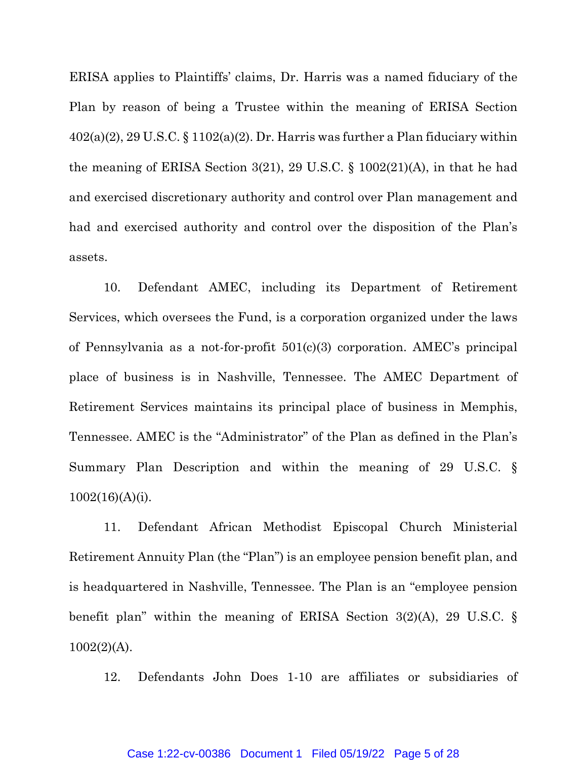ERISA applies to Plaintiffs' claims, Dr. Harris was a named fiduciary of the Plan by reason of being a Trustee within the meaning of ERISA Section 402(a)(2), 29 U.S.C. § 1102(a)(2). Dr. Harris was further a Plan fiduciary within the meaning of ERISA Section 3(21), 29 U.S.C. § 1002(21)(A), in that he had and exercised discretionary authority and control over Plan management and had and exercised authority and control over the disposition of the Plan's assets.

10. Defendant AMEC, including its Department of Retirement Services, which oversees the Fund, is a corporation organized under the laws of Pennsylvania as a not-for-profit 501(c)(3) corporation. AMEC's principal place of business is in Nashville, Tennessee. The AMEC Department of Retirement Services maintains its principal place of business in Memphis, Tennessee. AMEC is the "Administrator" of the Plan as defined in the Plan's Summary Plan Description and within the meaning of 29 U.S.C. § 1002(16)(A)(i).

11. Defendant African Methodist Episcopal Church Ministerial Retirement Annuity Plan (the "Plan") is an employee pension benefit plan, and is headquartered in Nashville, Tennessee. The Plan is an "employee pension benefit plan" within the meaning of ERISA Section 3(2)(A), 29 U.S.C. § 1002(2)(A).

12. Defendants John Does 1-10 are affiliates or subsidiaries of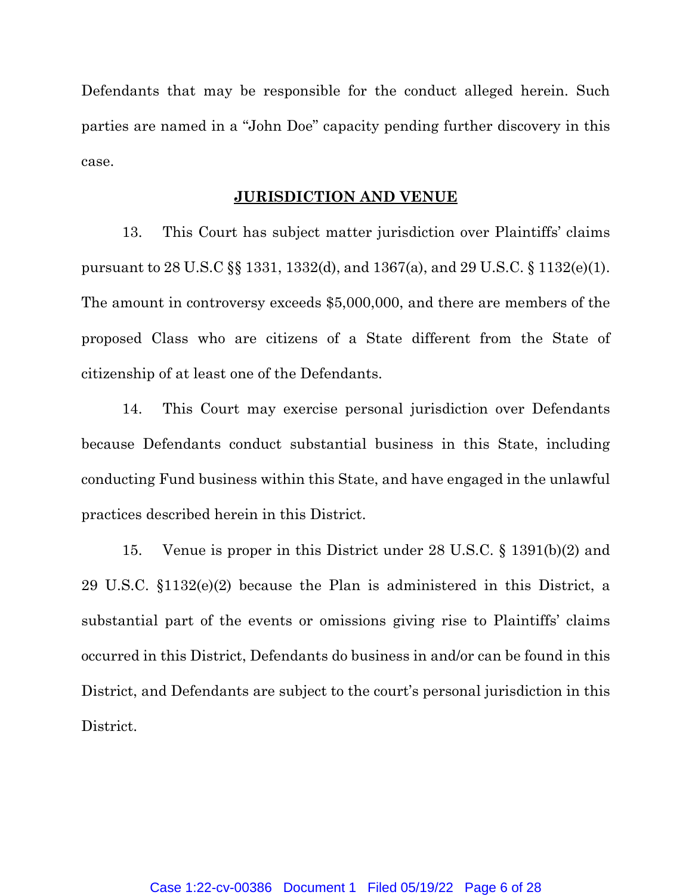Defendants that may be responsible for the conduct alleged herein. Such parties are named in a "John Doe" capacity pending further discovery in this case.

## JURISDICTION AND VENUE

13. This Court has subject matter jurisdiction over Plaintiffs' claims pursuant to 28 U.S.C §§ 1331, 1332(d), and 1367(a), and 29 U.S.C. § 1132(e)(1). The amount in controversy exceeds $5,000,000, and there are members of the proposed Class who are citizens of a State different from the State of citizenship of at least one of the Defendants.

14. This Court may exercise personal jurisdiction over Defendants because Defendants conduct substantial business in this State, including conducting Fund business within this State, and have engaged in the unlawful practices described herein in this District.

15. Venue is proper in this District under 28 U.S.C. § 1391(b)(2) and 29 U.S.C. §1132(e)(2) because the Plan is administered in this District, a substantial part of the events or omissions giving rise to Plaintiffs' claims occurred in this District, Defendants do business in and/or can be found in this District, and Defendants are subject to the court's personal jurisdiction in this District.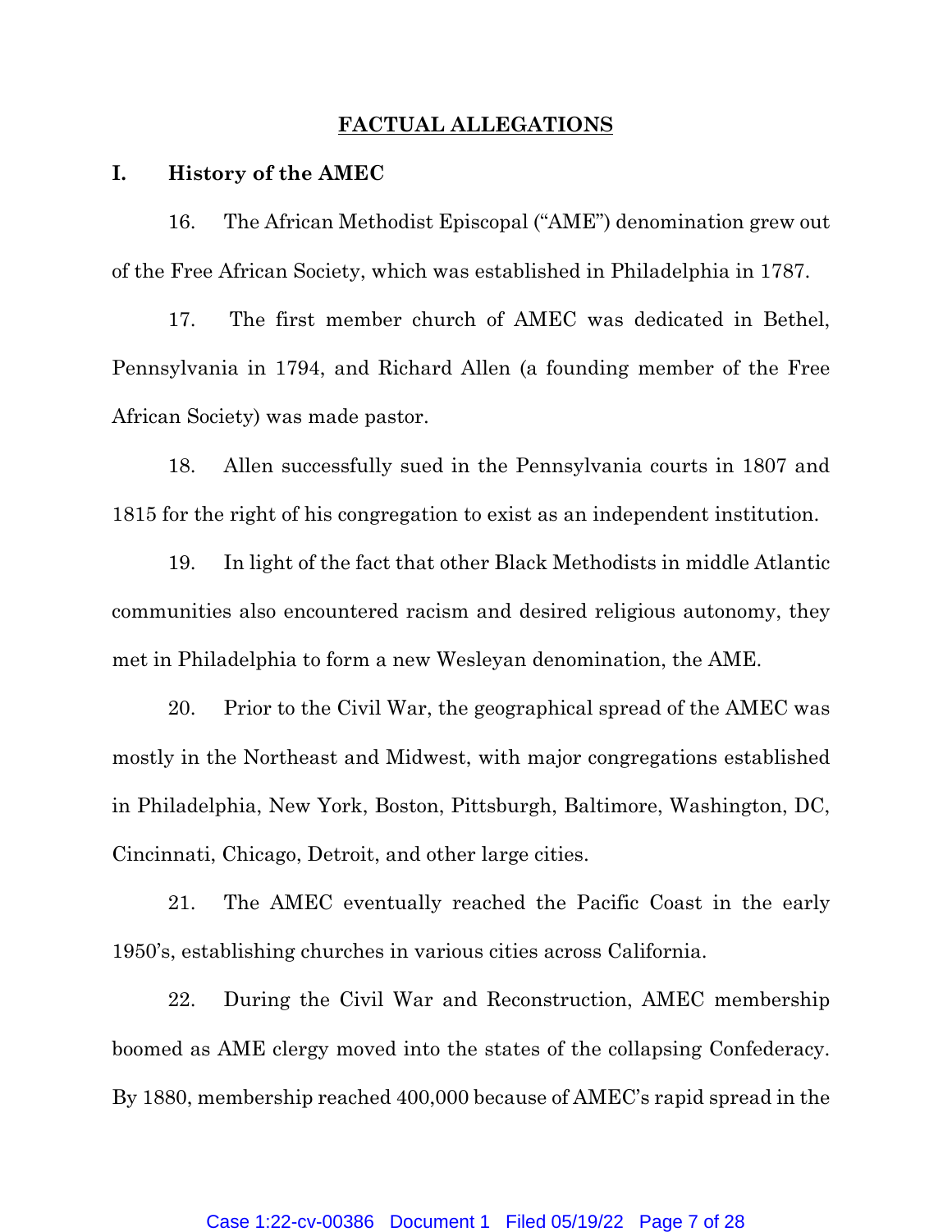## FACTUAL ALLEGATIONS

### I. History of the AMEC

16. The African Methodist Episcopal ("AME") denomination grew out of the Free African Society, which was established in Philadelphia in 1787.

17. The first member church of AMEC was dedicated in Bethel, Pennsylvania in 1794, and Richard Allen (a founding member of the Free African Society) was made pastor.

18. Allen successfully sued in the Pennsylvania courts in 1807 and 1815 for the right of his congregation to exist as an independent institution.

19. In light of the fact that other Black Methodists in middle Atlantic communities also encountered racism and desired religious autonomy, they met in Philadelphia to form a new Wesleyan denomination, the AME.

20. Prior to the Civil War, the geographical spread of the AMEC was mostly in the Northeast and Midwest, with major congregations established in Philadelphia, New York, Boston, Pittsburgh, Baltimore, Washington, DC, Cincinnati, Chicago, Detroit, and other large cities.

21. The AMEC eventually reached the Pacific Coast in the early 1950's, establishing churches in various cities across California.

22. During the Civil War and Reconstruction, AMEC membership boomed as AME clergy moved into the states of the collapsing Confederacy. By 1880, membership reached 400,000 because of AMEC's rapid spread in the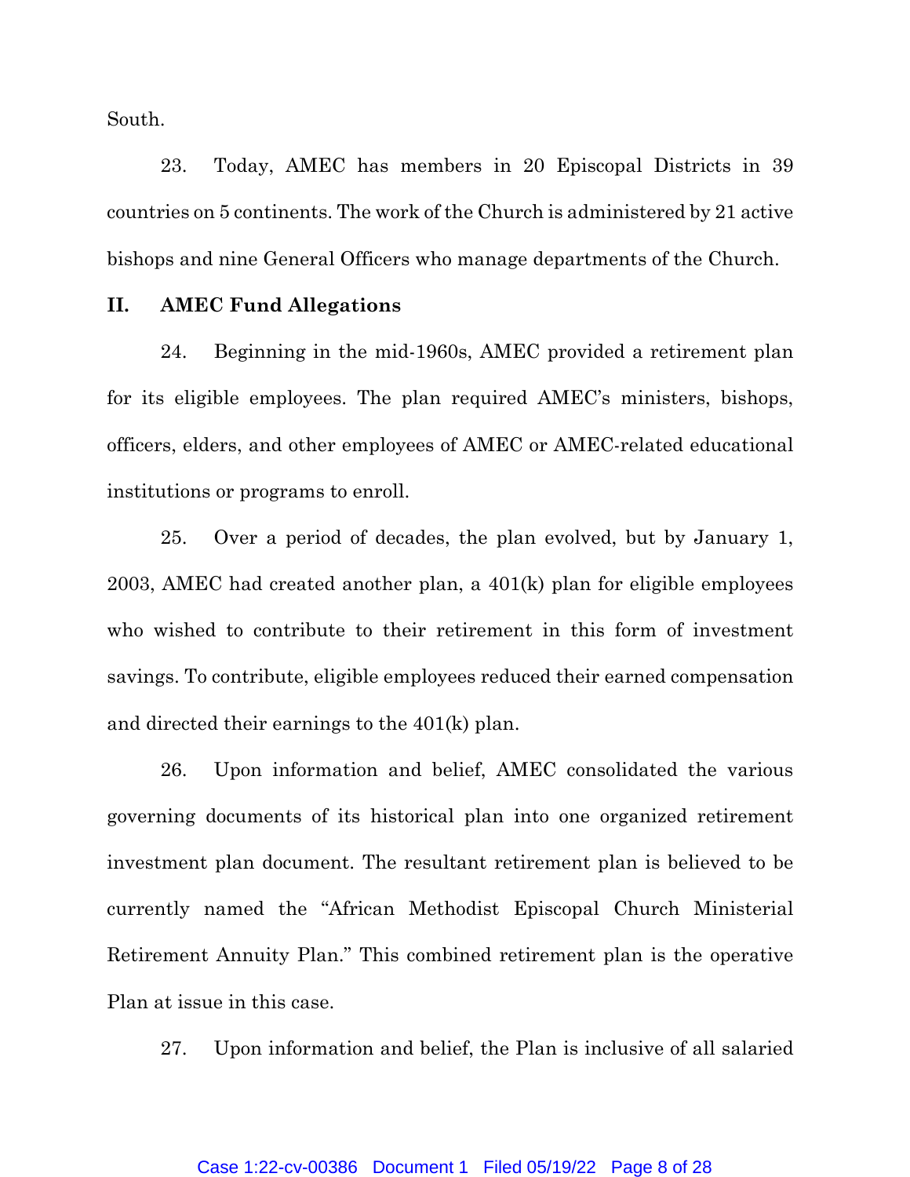South.

23. Today, AMEC has members in 20 Episcopal Districts in 39 countries on 5 continents. The work of the Church is administered by 21 active bishops and nine General Officers who manage departments of the Church.

## II. AMEC Fund Allegations

24. Beginning in the mid-1960s, AMEC provided a retirement plan for its eligible employees. The plan required AMEC's ministers, bishops, officers, elders, and other employees of AMEC or AMEC-related educational institutions or programs to enroll.

25. Over a period of decades, the plan evolved, but by January 1, 2003, AMEC had created another plan, a 401(k) plan for eligible employees who wished to contribute to their retirement in this form of investment savings. To contribute, eligible employees reduced their earned compensation and directed their earnings to the 401(k) plan.

26. Upon information and belief, AMEC consolidated the various governing documents of its historical plan into one organized retirement investment plan document. The resultant retirement plan is believed to be currently named the "African Methodist Episcopal Church Ministerial Retirement Annuity Plan." This combined retirement plan is the operative Plan at issue in this case.

27. Upon information and belief, the Plan is inclusive of all salaried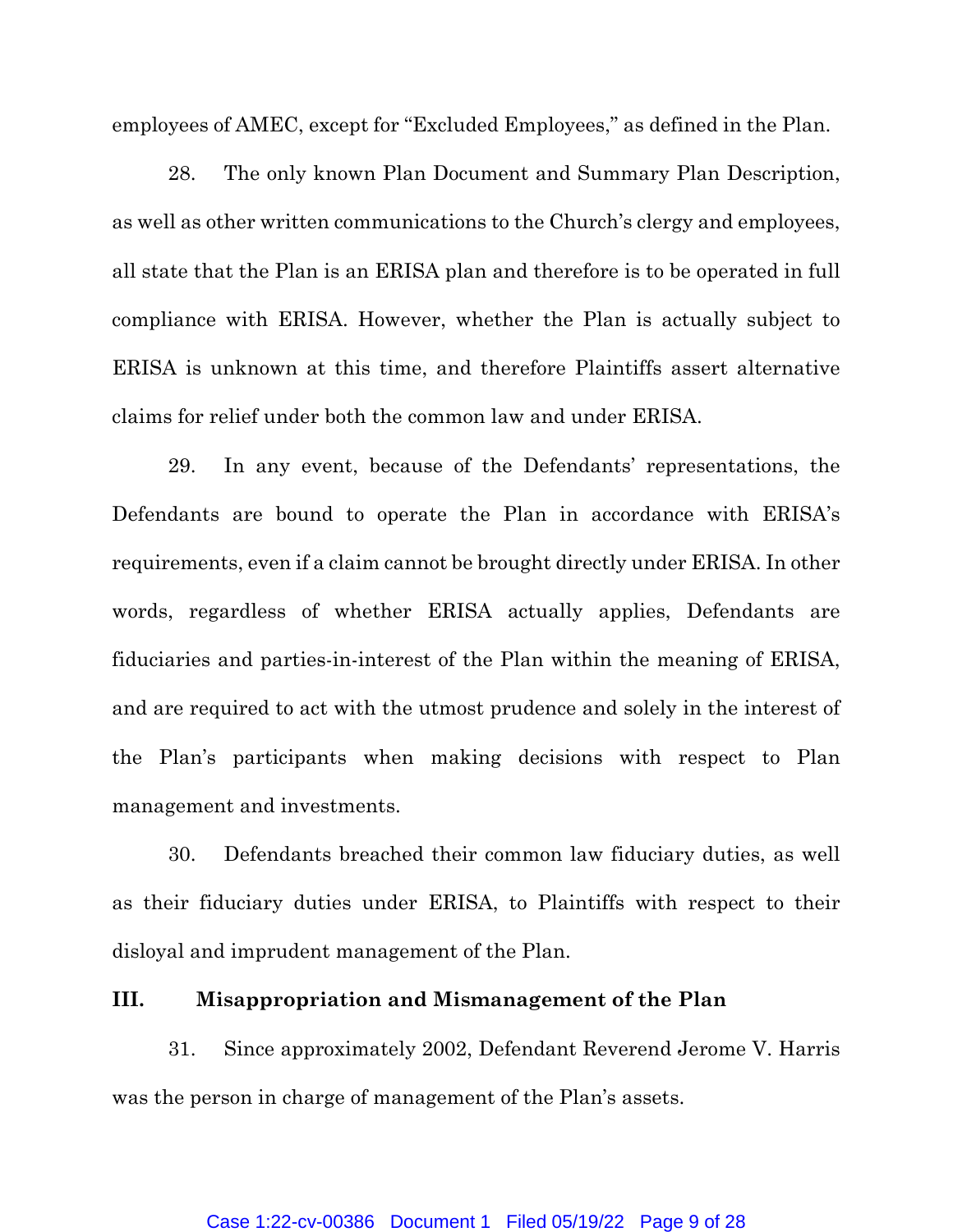employees of AMEC, except for "Excluded Employees," as defined in the Plan.

28. The only known Plan Document and Summary Plan Description, as well as other written communications to the Church's clergy and employees, all state that the Plan is an ERISA plan and therefore is to be operated in full compliance with ERISA. However, whether the Plan is actually subject to ERISA is unknown at this time, and therefore Plaintiffs assert alternative claims for relief under both the common law and under ERISA.

29. In any event, because of the Defendants' representations, the Defendants are bound to operate the Plan in accordance with ERISA's requirements, even if a claim cannot be brought directly under ERISA. In other words, regardless of whether ERISA actually applies, Defendants are fiduciaries and parties-in-interest of the Plan within the meaning of ERISA, and are required to act with the utmost prudence and solely in the interest of the Plan's participants when making decisions with respect to Plan management and investments.

30. Defendants breached their common law fiduciary duties, as well as their fiduciary duties under ERISA, to Plaintiffs with respect to their disloyal and imprudent management of the Plan.

## III. Misappropriation and Mismanagement of the Plan

31. Since approximately 2002, Defendant Reverend Jerome V. Harris was the person in charge of management of the Plan's assets.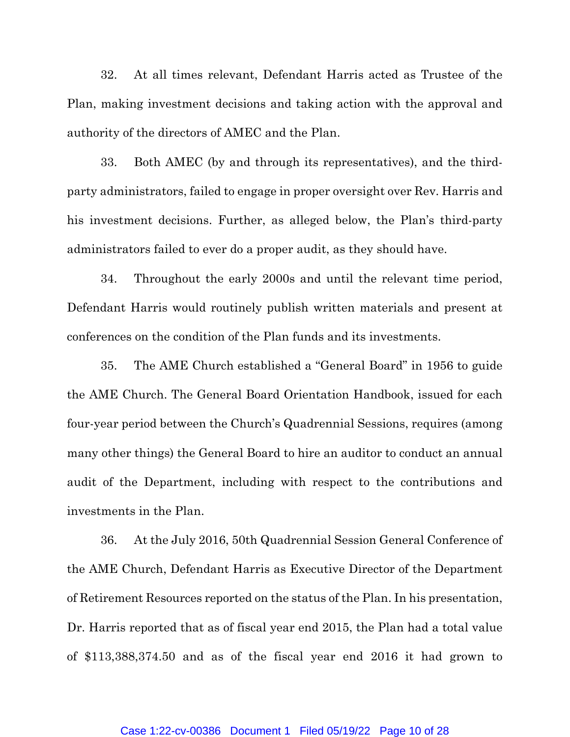32. At all times relevant, Defendant Harris acted as Trustee of the Plan, making investment decisions and taking action with the approval and authority of the directors of AMEC and the Plan.

33. Both AMEC (by and through its representatives), and the third-party administrators, failed to engage in proper oversight over Rev. Harris and his investment decisions. Further, as alleged below, the Plan's third-party administrators failed to ever do a proper audit, as they should have.

34. Throughout the early 2000s and until the relevant time period, Defendant Harris would routinely publish written materials and present at conferences on the condition of the Plan funds and its investments.

35. The AME Church established a "General Board" in 1956 to guide the AME Church. The General Board Orientation Handbook, issued for each four-year period between the Church's Quadrennial Sessions, requires (among many other things) the General Board to hire an auditor to conduct an annual audit of the Department, including with respect to the contributions and investments in the Plan.

36. At the July 2016, 50th Quadrennial Session General Conference of the AME Church, Defendant Harris as Executive Director of the Department of Retirement Resources reported on the status of the Plan. In his presentation, Dr. Harris reported that as of fiscal year end 2015, the Plan had a total value of $113,388,374.50 and as of the fiscal year end 2016 it had grown to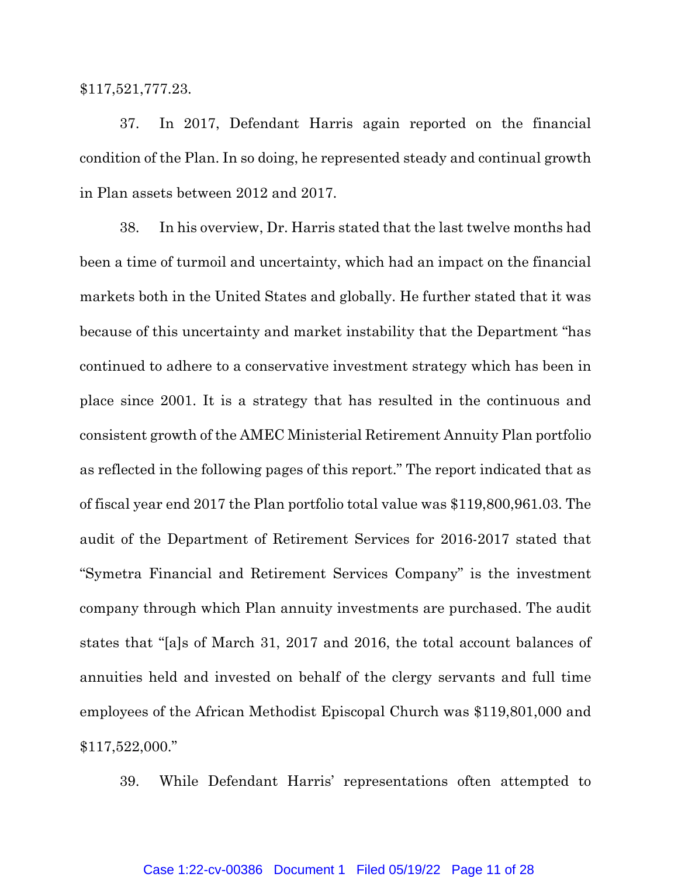$117,521,777.23.

37. In 2017, Defendant Harris again reported on the financial condition of the Plan. In so doing, he represented steady and continual growth in Plan assets between 2012 and 2017.

38. In his overview, Dr. Harris stated that the last twelve months had been a time of turmoil and uncertainty, which had an impact on the financial markets both in the United States and globally. He further stated that it was because of this uncertainty and market instability that the Department "has continued to adhere to a conservative investment strategy which has been in place since 2001. It is a strategy that has resulted in the continuous and consistent growth of the AMEC Ministerial Retirement Annuity Plan portfolio as reflected in the following pages of this report." The report indicated that as of fiscal year end 2017 the Plan portfolio total value was $119,800,961.03. The audit of the Department of Retirement Services for 2016-2017 stated that "Symetra Financial and Retirement Services Company" is the investment company through which Plan annuity investments are purchased. The audit states that "[a]s of March 31, 2017 and 2016, the total account balances of annuities held and invested on behalf of the clergy servants and full time employees of the African Methodist Episcopal Church was $119,801,000 and $117,522,000."

39. While Defendant Harris' representations often attempted to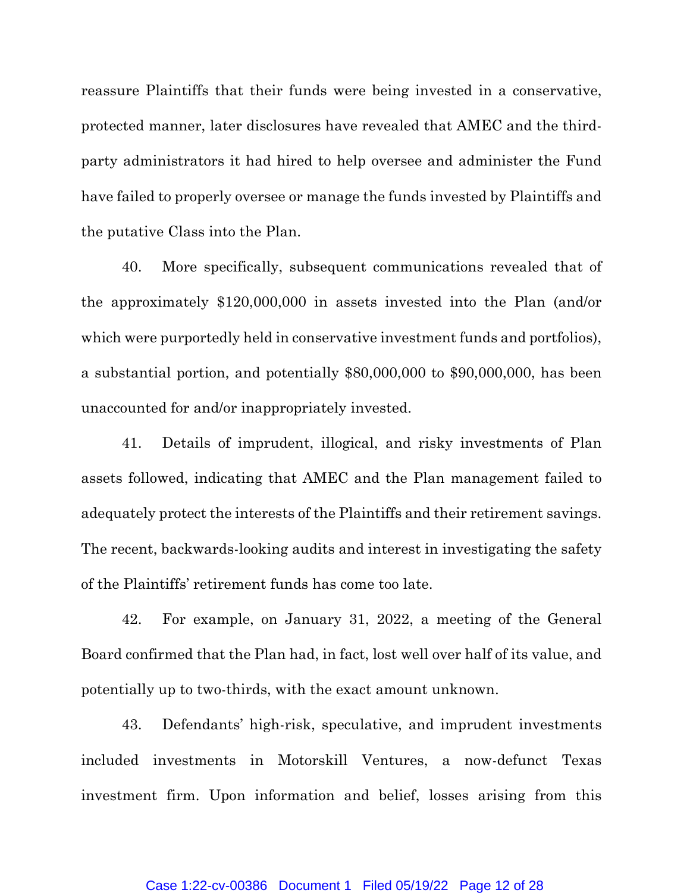reassure Plaintiffs that their funds were being invested in a conservative, protected manner, later disclosures have revealed that AMEC and the third-party administrators it had hired to help oversee and administer the Fund have failed to properly oversee or manage the funds invested by Plaintiffs and the putative Class into the Plan.

40. More specifically, subsequent communications revealed that of the approximately $120,000,000 in assets invested into the Plan (and/or which were purportedly held in conservative investment funds and portfolios), a substantial portion, and potentially $80,000,000 to $90,000,000, has been unaccounted for and/or inappropriately invested.

41. Details of imprudent, illogical, and risky investments of Plan assets followed, indicating that AMEC and the Plan management failed to adequately protect the interests of the Plaintiffs and their retirement savings. The recent, backwards-looking audits and interest in investigating the safety of the Plaintiffs' retirement funds has come too late.

42. For example, on January 31, 2022, a meeting of the General Board confirmed that the Plan had, in fact, lost well over half of its value, and potentially up to two-thirds, with the exact amount unknown.

43. Defendants' high-risk, speculative, and imprudent investments included investments in Motorskill Ventures, a now-defunct Texas investment firm. Upon information and belief, losses arising from this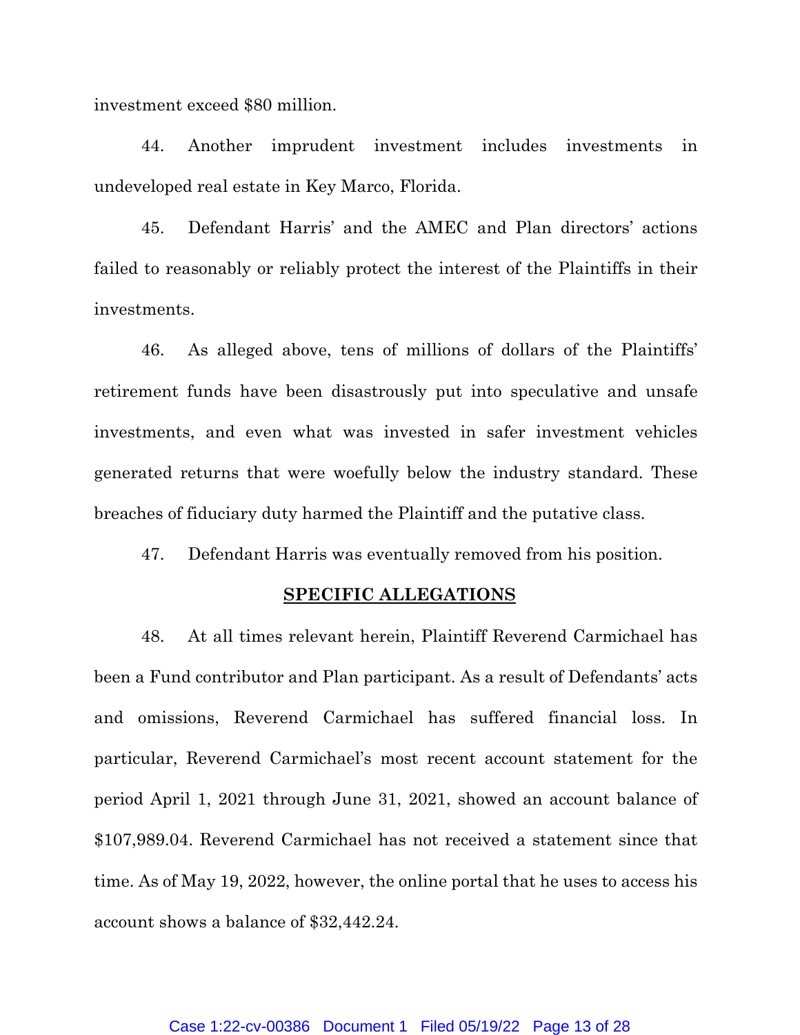investment exceed $80 million.

44. Another imprudent investment includes investments in undeveloped real estate in Key Marco, Florida.

45. Defendant Harris' and the AMEC and Plan directors' actions failed to reasonably or reliably protect the interest of the Plaintiffs in their investments.

46. As alleged above, tens of millions of dollars of the Plaintiffs' retirement funds have been disastrously put into speculative and unsafe investments, and even what was invested in safer investment vehicles generated returns that were woefully below the industry standard. These breaches of fiduciary duty harmed the Plaintiff and the putative class.

47. Defendant Harris was eventually removed from his position.

## SPECIFIC ALLEGATIONS

48. At all times relevant herein, Plaintiff Reverend Carmichael has been a Fund contributor and Plan participant. As a result of Defendants' acts and omissions, Reverend Carmichael has suffered financial loss. In particular, Reverend Carmichael's most recent account statement for the period April 1, 2021 through June 31, 2021, showed an account balance of $107,989.04. Reverend Carmichael has not received a statement since that time. As of May 19, 2022, however, the online portal that he uses to access his account shows a balance of $32,442.24.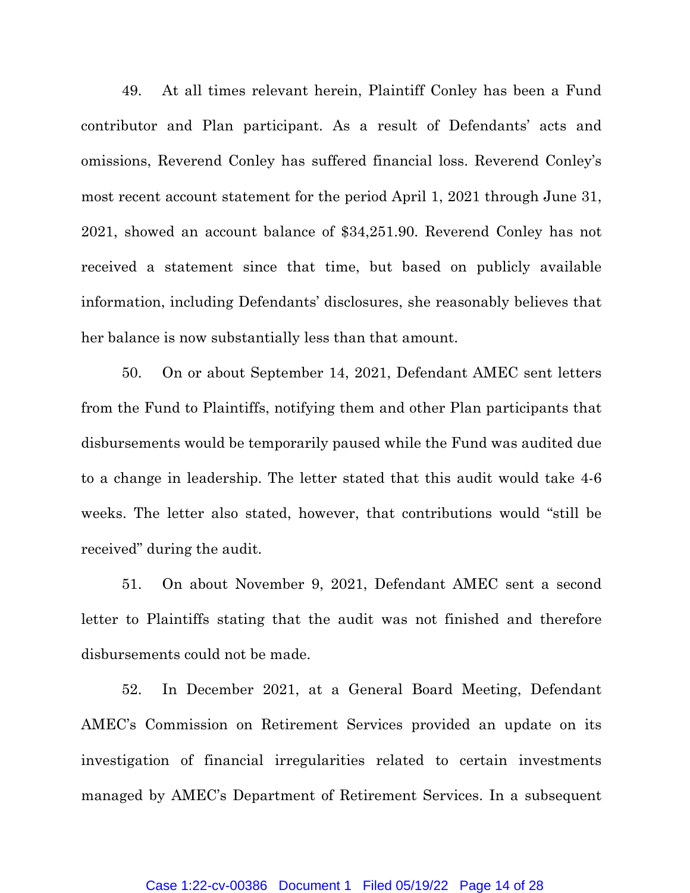49. At all times relevant herein, Plaintiff Conley has been a Fund contributor and Plan participant. As a result of Defendants' acts and omissions, Reverend Conley has suffered financial loss. Reverend Conley's most recent account statement for the period April 1, 2021 through June 31, 2021, showed an account balance of $34,251.90. Reverend Conley has not received a statement since that time, but based on publicly available information, including Defendants' disclosures, she reasonably believes that her balance is now substantially less than that amount.

50. On or about September 14, 2021, Defendant AMEC sent letters from the Fund to Plaintiffs, notifying them and other Plan participants that disbursements would be temporarily paused while the Fund was audited due to a change in leadership. The letter stated that this audit would take 4-6 weeks. The letter also stated, however, that contributions would "still be received" during the audit.

51. On about November 9, 2021, Defendant AMEC sent a second letter to Plaintiffs stating that the audit was not finished and therefore disbursements could not be made.

52. In December 2021, at a General Board Meeting, Defendant AMEC's Commission on Retirement Services provided an update on its investigation of financial irregularities related to certain investments managed by AMEC's Department of Retirement Services. In a subsequent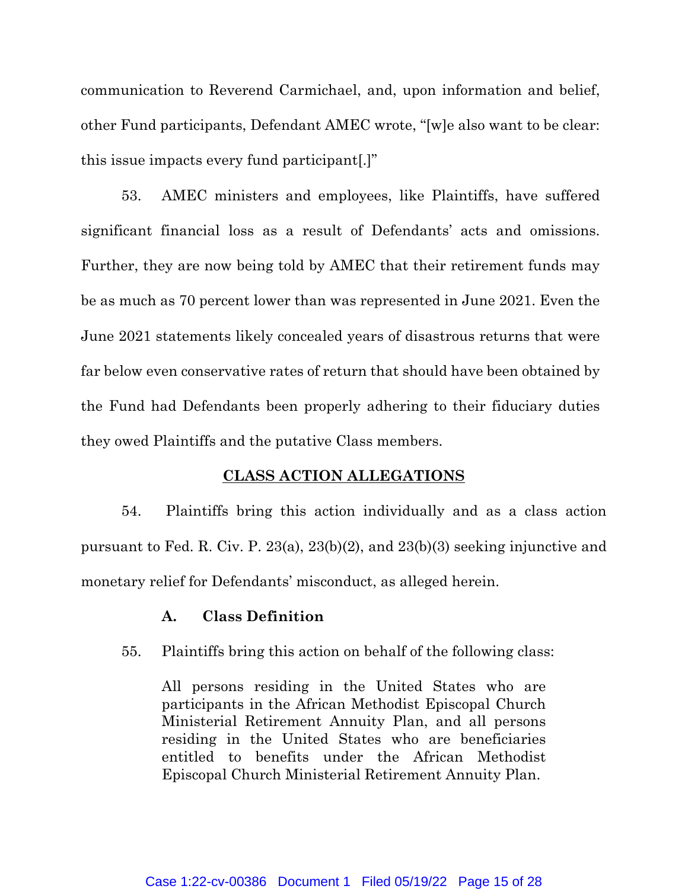communication to Reverend Carmichael, and, upon information and belief, other Fund participants, Defendant AMEC wrote, "[w]e also want to be clear: this issue impacts every fund participant[.]"

53. AMEC ministers and employees, like Plaintiffs, have suffered significant financial loss as a result of Defendants' acts and omissions. Further, they are now being told by AMEC that their retirement funds may be as much as 70 percent lower than was represented in June 2021. Even the June 2021 statements likely concealed years of disastrous returns that were far below even conservative rates of return that should have been obtained by the Fund had Defendants been properly adhering to their fiduciary duties they owed Plaintiffs and the putative Class members.

## CLASS ACTION ALLEGATIONS

54. Plaintiffs bring this action individually and as a class action pursuant to Fed. R. Civ. P. 23(a), 23(b)(2), and 23(b)(3) seeking injunctive and monetary relief for Defendants' misconduct, as alleged herein.

### A. Class Definition

55. Plaintiffs bring this action on behalf of the following class:

> All persons residing in the United States who are participants in the African Methodist Episcopal Church Ministerial Retirement Annuity Plan, and all persons residing in the United States who are beneficiaries entitled to benefits under the African Methodist Episcopal Church Ministerial Retirement Annuity Plan.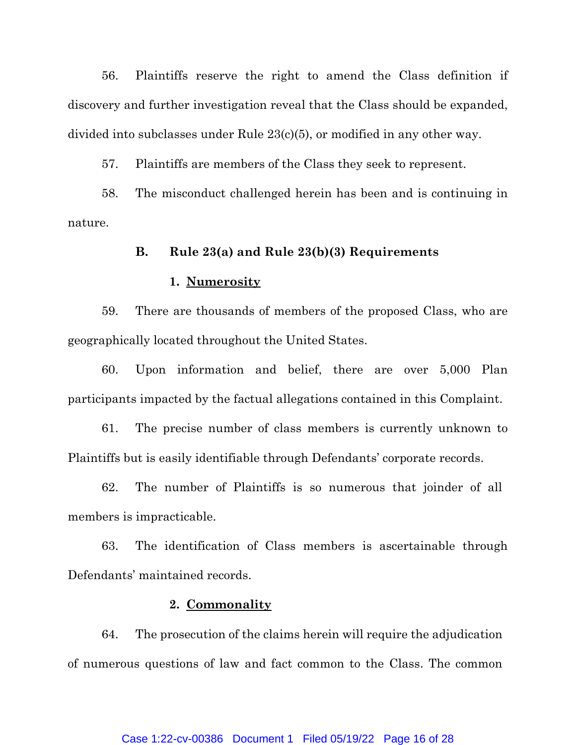56. Plaintiffs reserve the right to amend the Class definition if discovery and further investigation reveal that the Class should be expanded, divided into subclasses under Rule 23(c)(5), or modified in any other way.

57. Plaintiffs are members of the Class they seek to represent.

58. The misconduct challenged herein has been and is continuing in nature.

### B. Rule 23(a) and Rule 23(b)(3) Requirements

#### 1. Numerosity

59. There are thousands of members of the proposed Class, who are geographically located throughout the United States.

60. Upon information and belief, there are over 5,000 Plan participants impacted by the factual allegations contained in this Complaint.

61. The precise number of class members is currently unknown to Plaintiffs but is easily identifiable through Defendants' corporate records.

62. The number of Plaintiffs is so numerous that joinder of all members is impracticable.

63. The identification of Class members is ascertainable through Defendants' maintained records.

#### 2. Commonality

64. The prosecution of the claims herein will require the adjudication of numerous questions of law and fact common to the Class. The common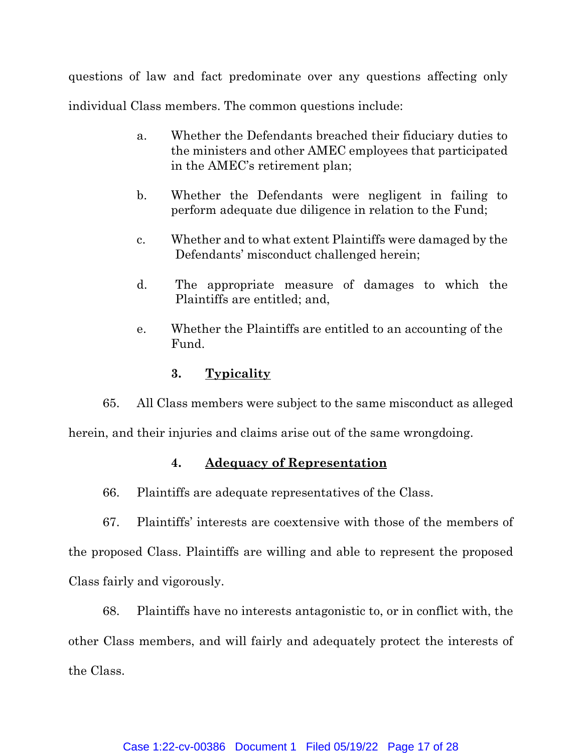questions of law and fact predominate over any questions affecting only individual Class members. The common questions include:

a. Whether the Defendants breached their fiduciary duties to the ministers and other AMEC employees that participated in the AMEC's retirement plan;

b. Whether the Defendants were negligent in failing to perform adequate due diligence in relation to the Fund;

c. Whether and to what extent Plaintiffs were damaged by the Defendants' misconduct challenged herein;

d. The appropriate measure of damages to which the Plaintiffs are entitled; and,

e. Whether the Plaintiffs are entitled to an accounting of the Fund.

### 3. Typicality

65. All Class members were subject to the same misconduct as alleged herein, and their injuries and claims arise out of the same wrongdoing.

### 4. Adequacy of Representation

66. Plaintiffs are adequate representatives of the Class.

67. Plaintiffs' interests are coextensive with those of the members of the proposed Class. Plaintiffs are willing and able to represent the proposed Class fairly and vigorously.

68. Plaintiffs have no interests antagonistic to, or in conflict with, the other Class members, and will fairly and adequately protect the interests of the Class.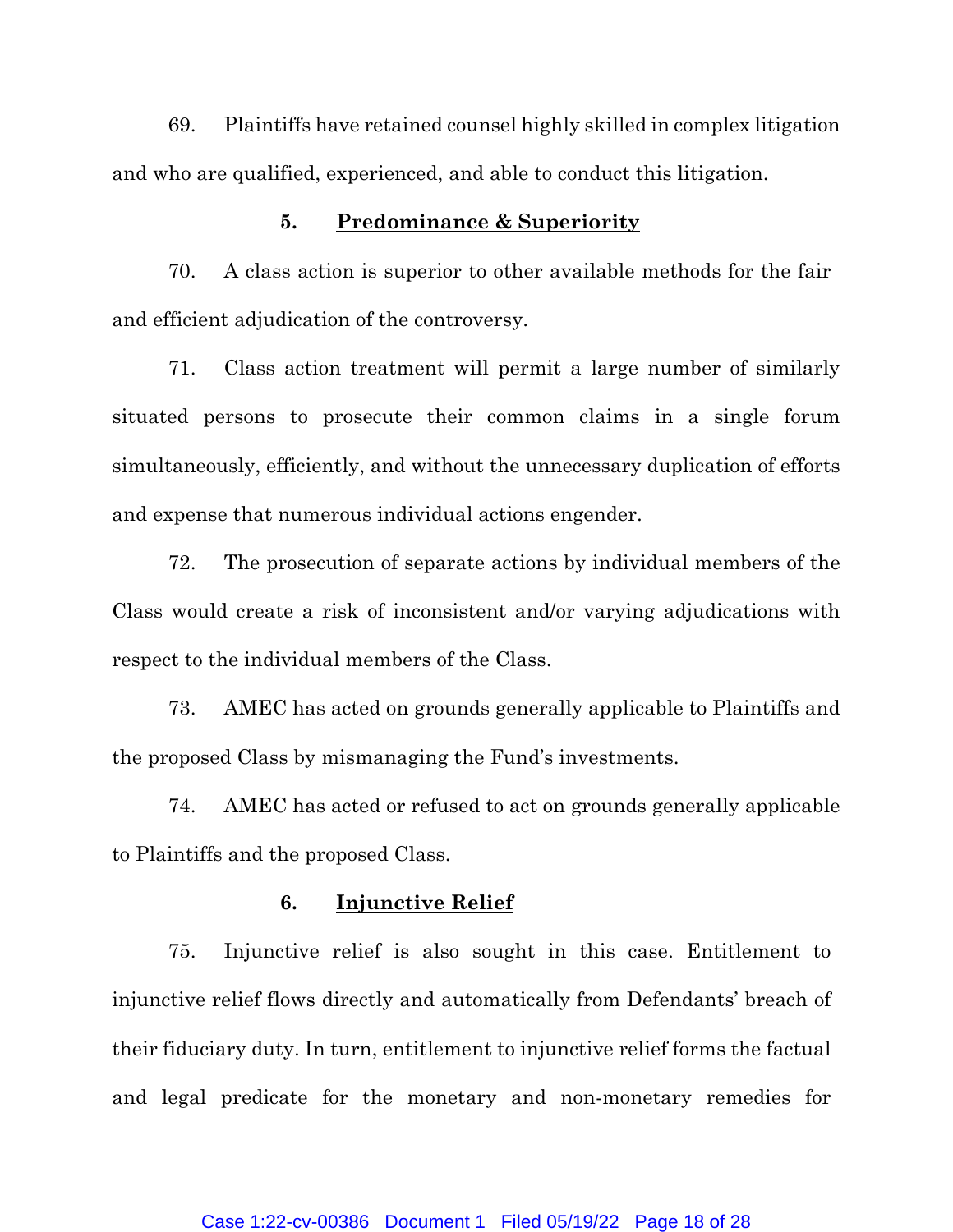69. Plaintiffs have retained counsel highly skilled in complex litigation and who are qualified, experienced, and able to conduct this litigation.

### 5. Predominance & Superiority

70. A class action is superior to other available methods for the fair and efficient adjudication of the controversy.

71. Class action treatment will permit a large number of similarly situated persons to prosecute their common claims in a single forum simultaneously, efficiently, and without the unnecessary duplication of efforts and expense that numerous individual actions engender.

72. The prosecution of separate actions by individual members of the Class would create a risk of inconsistent and/or varying adjudications with respect to the individual members of the Class.

73. AMEC has acted on grounds generally applicable to Plaintiffs and the proposed Class by mismanaging the Fund's investments.

74. AMEC has acted or refused to act on grounds generally applicable to Plaintiffs and the proposed Class.

### 6. Injunctive Relief

75. Injunctive relief is also sought in this case. Entitlement to injunctive relief flows directly and automatically from Defendants' breach of their fiduciary duty. In turn, entitlement to injunctive relief forms the factual and legal predicate for the monetary and non-monetary remedies for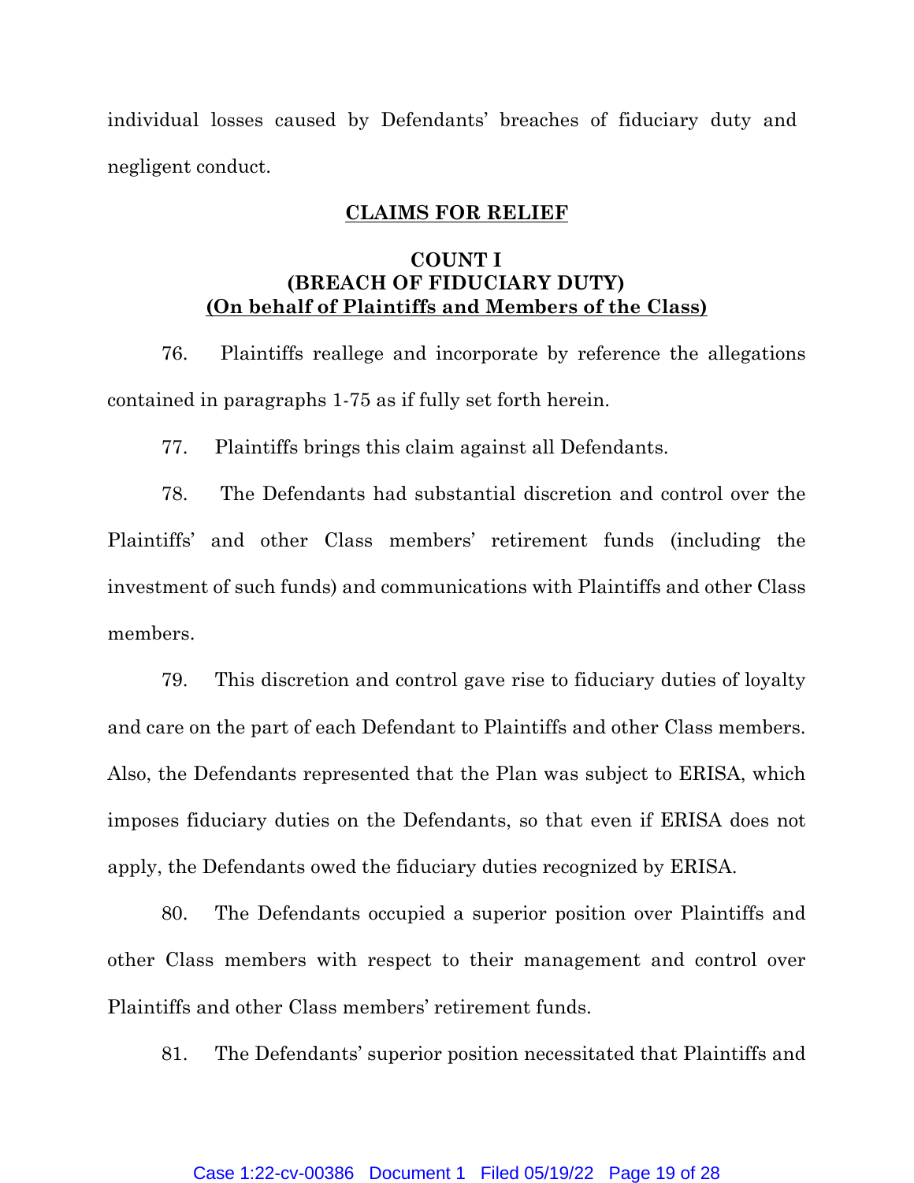individual losses caused by Defendants' breaches of fiduciary duty and negligent conduct.

## CLAIMS FOR RELIEF

### COUNT I
### (BREACH OF FIDUCIARY DUTY)
### (On behalf of Plaintiffs and Members of the Class)

76. Plaintiffs reallege and incorporate by reference the allegations contained in paragraphs 1-75 as if fully set forth herein.

77. Plaintiffs brings this claim against all Defendants.

78. The Defendants had substantial discretion and control over the Plaintiffs' and other Class members' retirement funds (including the investment of such funds) and communications with Plaintiffs and other Class members.

79. This discretion and control gave rise to fiduciary duties of loyalty and care on the part of each Defendant to Plaintiffs and other Class members. Also, the Defendants represented that the Plan was subject to ERISA, which imposes fiduciary duties on the Defendants, so that even if ERISA does not apply, the Defendants owed the fiduciary duties recognized by ERISA.

80. The Defendants occupied a superior position over Plaintiffs and other Class members with respect to their management and control over Plaintiffs and other Class members' retirement funds.

81. The Defendants' superior position necessitated that Plaintiffs and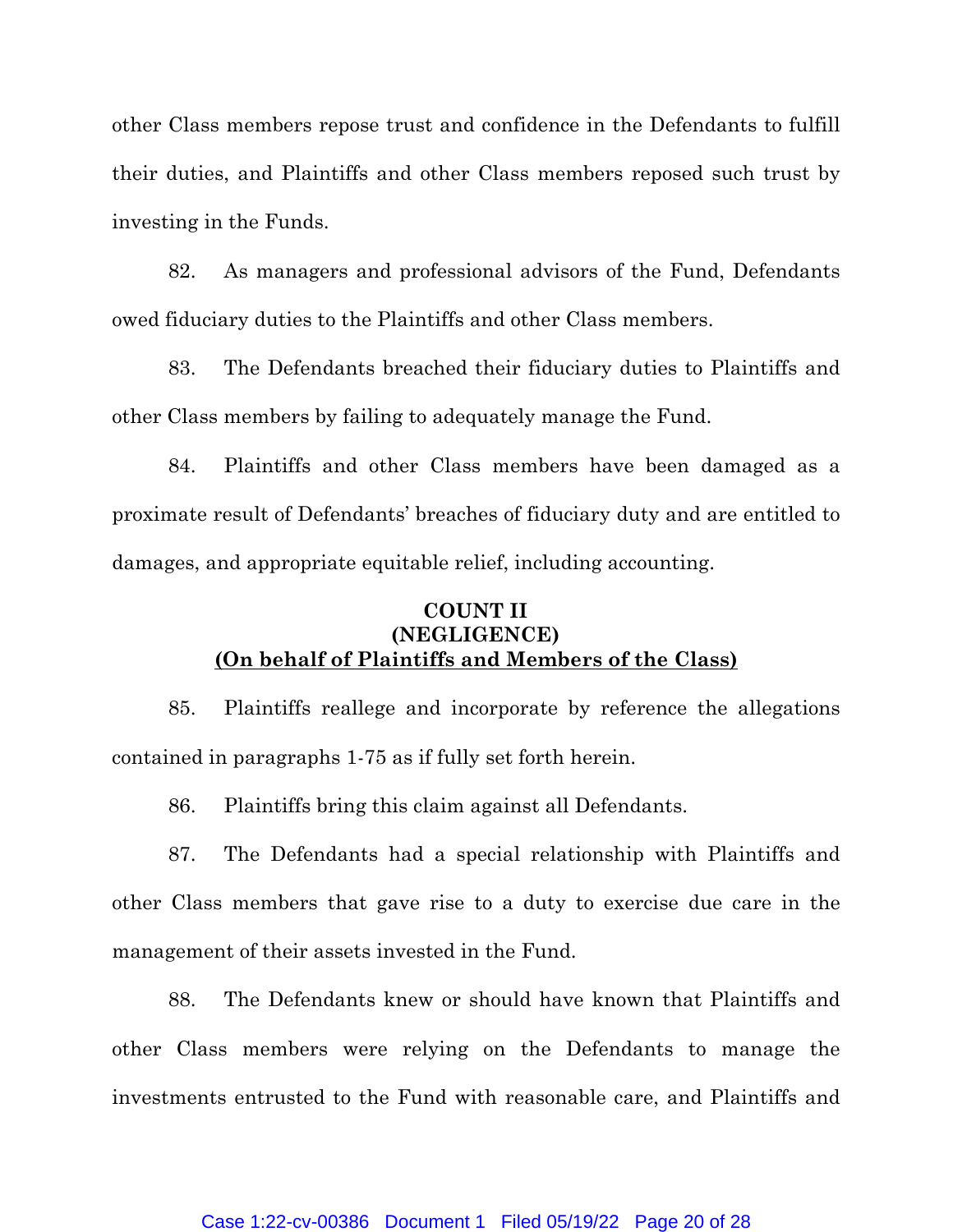other Class members repose trust and confidence in the Defendants to fulfill their duties, and Plaintiffs and other Class members reposed such trust by investing in the Funds.

82. As managers and professional advisors of the Fund, Defendants owed fiduciary duties to the Plaintiffs and other Class members.

83. The Defendants breached their fiduciary duties to Plaintiffs and other Class members by failing to adequately manage the Fund.

84. Plaintiffs and other Class members have been damaged as a proximate result of Defendants' breaches of fiduciary duty and are entitled to damages, and appropriate equitable relief, including accounting.

**COUNT II**
**(NEGLIGENCE)**
**<u>(On behalf of Plaintiffs and Members of the Class)</u>**

85. Plaintiffs reallege and incorporate by reference the allegations contained in paragraphs 1-75 as if fully set forth herein.

86. Plaintiffs bring this claim against all Defendants.

87. The Defendants had a special relationship with Plaintiffs and other Class members that gave rise to a duty to exercise due care in the management of their assets invested in the Fund.

88. The Defendants knew or should have known that Plaintiffs and other Class members were relying on the Defendants to manage the investments entrusted to the Fund with reasonable care, and Plaintiffs and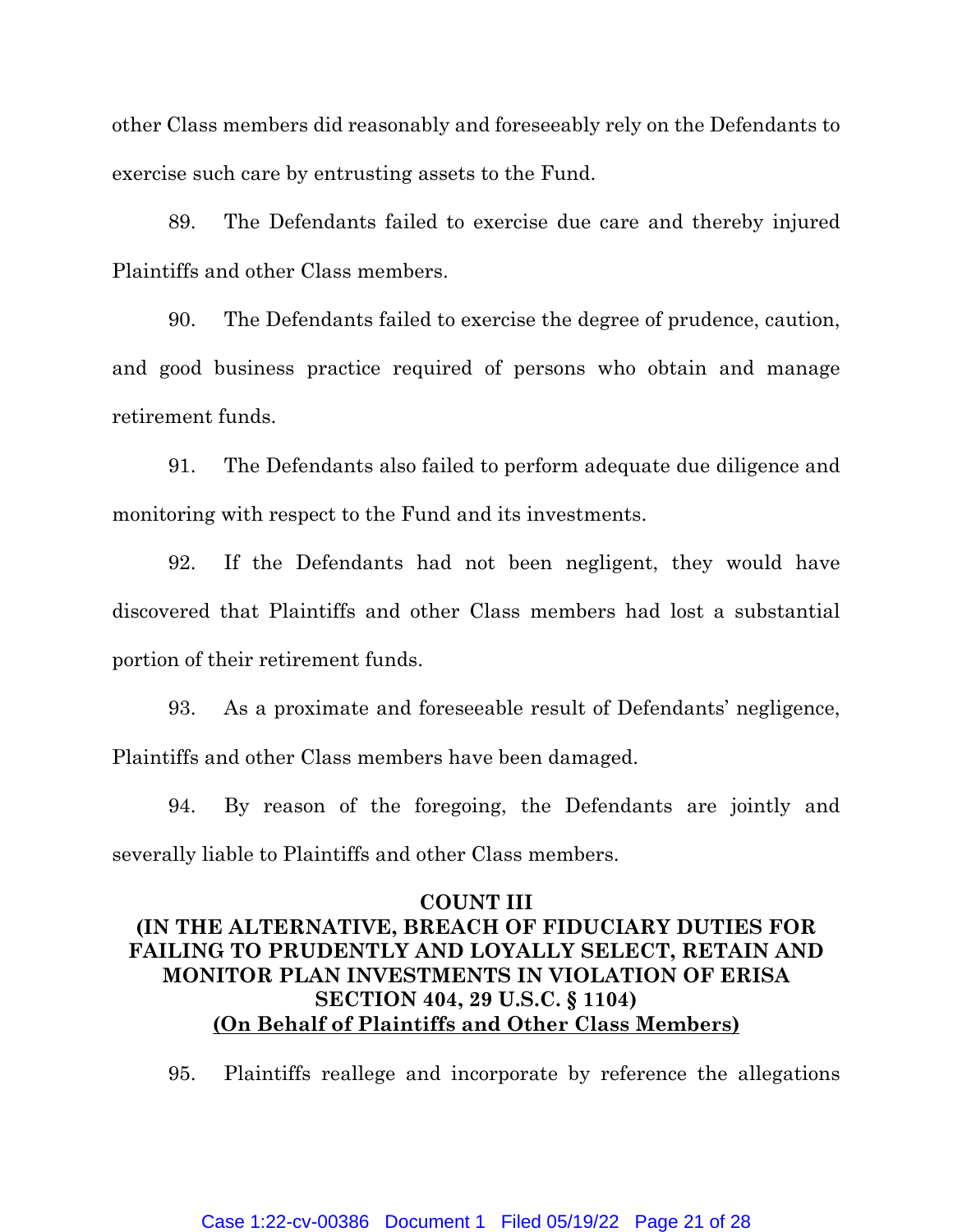other Class members did reasonably and foreseeably rely on the Defendants to exercise such care by entrusting assets to the Fund.

89. The Defendants failed to exercise due care and thereby injured Plaintiffs and other Class members.

90. The Defendants failed to exercise the degree of prudence, caution, and good business practice required of persons who obtain and manage retirement funds.

91. The Defendants also failed to perform adequate due diligence and monitoring with respect to the Fund and its investments.

92. If the Defendants had not been negligent, they would have discovered that Plaintiffs and other Class members had lost a substantial portion of their retirement funds.

93. As a proximate and foreseeable result of Defendants' negligence, Plaintiffs and other Class members have been damaged.

94. By reason of the foregoing, the Defendants are jointly and severally liable to Plaintiffs and other Class members.

**COUNT III**
**(IN THE ALTERNATIVE, BREACH OF FIDUCIARY DUTIES FOR FAILING TO PRUDENTLY AND LOYALLY SELECT, RETAIN AND MONITOR PLAN INVESTMENTS IN VIOLATION OF ERISA SECTION 404, 29 U.S.C. § 1104)**
**(On Behalf of Plaintiffs and Other Class Members)**

95. Plaintiffs reallege and incorporate by reference the allegations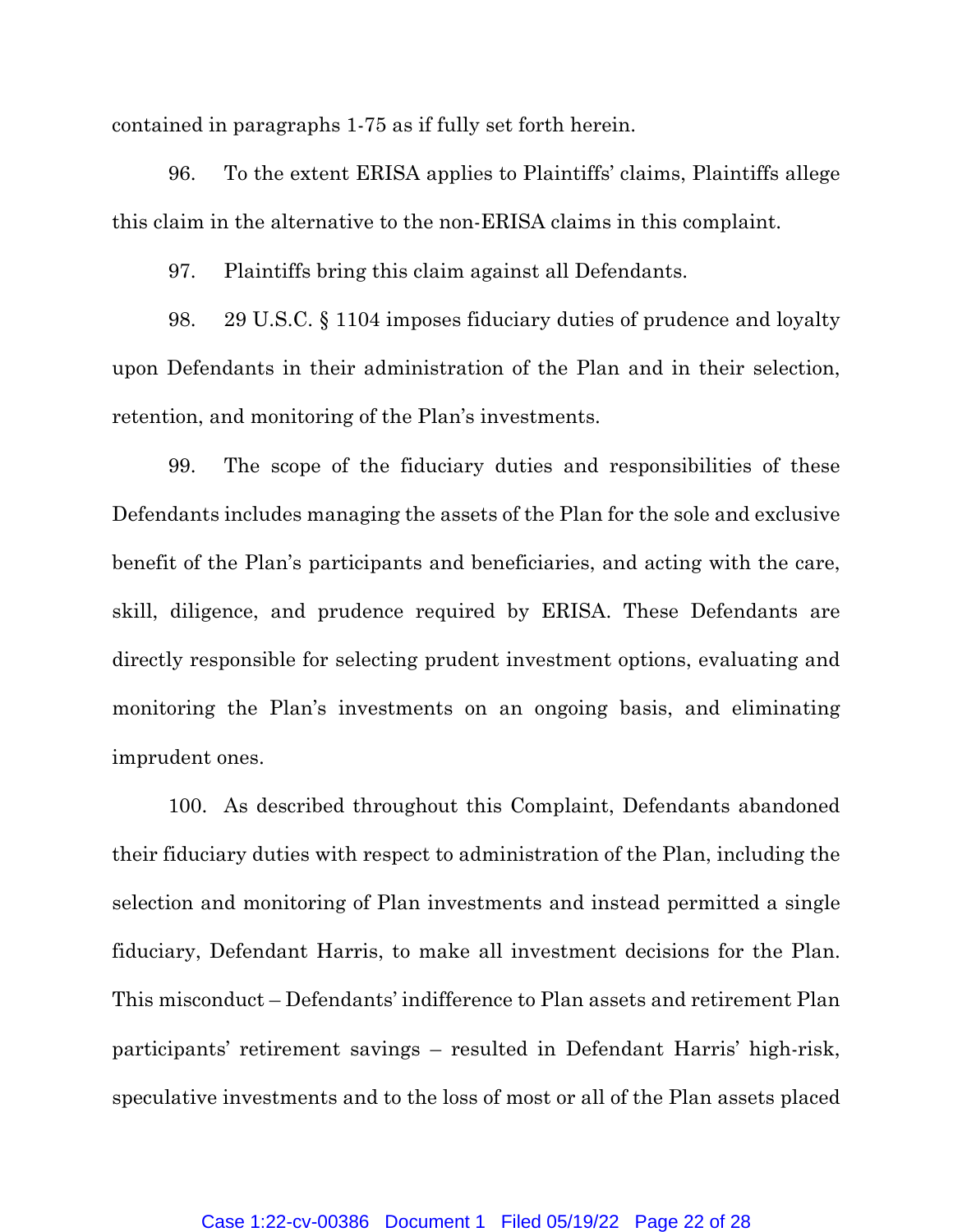contained in paragraphs 1-75 as if fully set forth herein.

96. To the extent ERISA applies to Plaintiffs' claims, Plaintiffs allege this claim in the alternative to the non-ERISA claims in this complaint.

97. Plaintiffs bring this claim against all Defendants.

98. 29 U.S.C. § 1104 imposes fiduciary duties of prudence and loyalty upon Defendants in their administration of the Plan and in their selection, retention, and monitoring of the Plan's investments.

99. The scope of the fiduciary duties and responsibilities of these Defendants includes managing the assets of the Plan for the sole and exclusive benefit of the Plan's participants and beneficiaries, and acting with the care, skill, diligence, and prudence required by ERISA. These Defendants are directly responsible for selecting prudent investment options, evaluating and monitoring the Plan's investments on an ongoing basis, and eliminating imprudent ones.

100. As described throughout this Complaint, Defendants abandoned their fiduciary duties with respect to administration of the Plan, including the selection and monitoring of Plan investments and instead permitted a single fiduciary, Defendant Harris, to make all investment decisions for the Plan. This misconduct – Defendants' indifference to Plan assets and retirement Plan participants' retirement savings – resulted in Defendant Harris' high-risk, speculative investments and to the loss of most or all of the Plan assets placed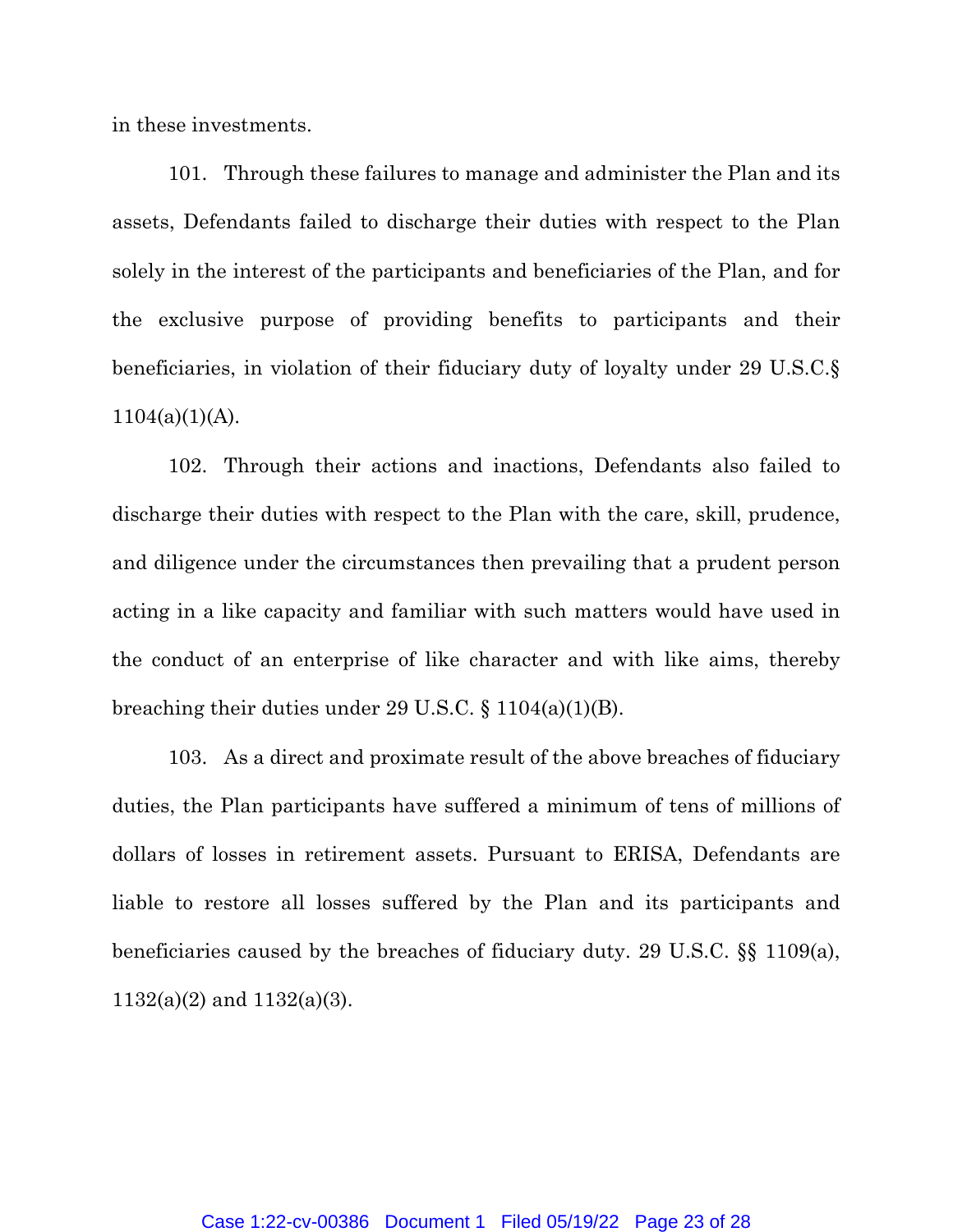in these investments.

101. Through these failures to manage and administer the Plan and its assets, Defendants failed to discharge their duties with respect to the Plan solely in the interest of the participants and beneficiaries of the Plan, and for the exclusive purpose of providing benefits to participants and their beneficiaries, in violation of their fiduciary duty of loyalty under 29 U.S.C.§ 1104(a)(1)(A).

102. Through their actions and inactions, Defendants also failed to discharge their duties with respect to the Plan with the care, skill, prudence, and diligence under the circumstances then prevailing that a prudent person acting in a like capacity and familiar with such matters would have used in the conduct of an enterprise of like character and with like aims, thereby breaching their duties under 29 U.S.C. § 1104(a)(1)(B).

103. As a direct and proximate result of the above breaches of fiduciary duties, the Plan participants have suffered a minimum of tens of millions of dollars of losses in retirement assets. Pursuant to ERISA, Defendants are liable to restore all losses suffered by the Plan and its participants and beneficiaries caused by the breaches of fiduciary duty. 29 U.S.C. §§ 1109(a), 1132(a)(2) and 1132(a)(3).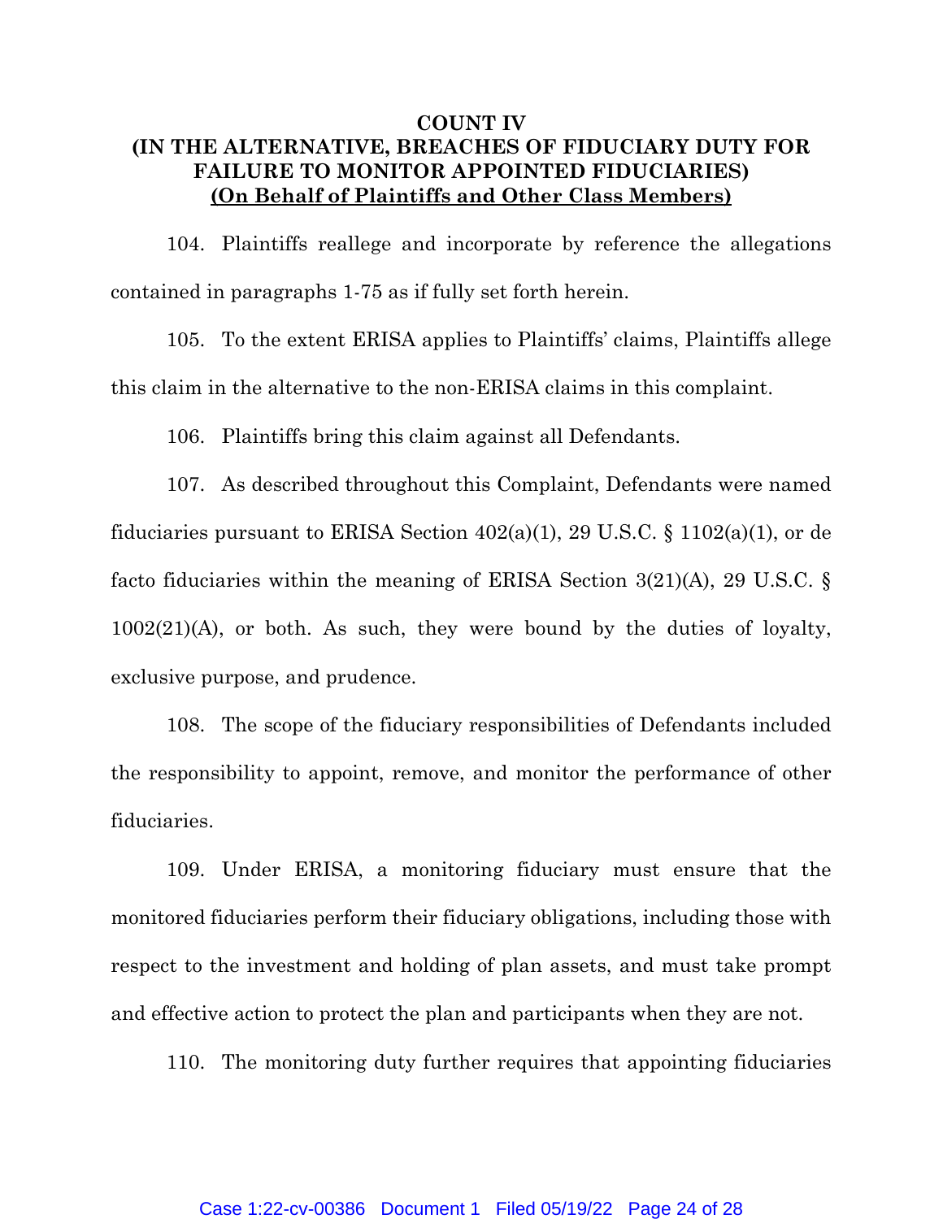**COUNT IV**
**(IN THE ALTERNATIVE, BREACHES OF FIDUCIARY DUTY FOR FAILURE TO MONITOR APPOINTED FIDUCIARIES)**
**(On Behalf of Plaintiffs and Other Class Members)**

104. Plaintiffs reallege and incorporate by reference the allegations contained in paragraphs 1-75 as if fully set forth herein.

105. To the extent ERISA applies to Plaintiffs' claims, Plaintiffs allege this claim in the alternative to the non-ERISA claims in this complaint.

106. Plaintiffs bring this claim against all Defendants.

107. As described throughout this Complaint, Defendants were named fiduciaries pursuant to ERISA Section 402(a)(1), 29 U.S.C. § 1102(a)(1), or de facto fiduciaries within the meaning of ERISA Section 3(21)(A), 29 U.S.C. § 1002(21)(A), or both. As such, they were bound by the duties of loyalty, exclusive purpose, and prudence.

108. The scope of the fiduciary responsibilities of Defendants included the responsibility to appoint, remove, and monitor the performance of other fiduciaries.

109. Under ERISA, a monitoring fiduciary must ensure that the monitored fiduciaries perform their fiduciary obligations, including those with respect to the investment and holding of plan assets, and must take prompt and effective action to protect the plan and participants when they are not.

110. The monitoring duty further requires that appointing fiduciaries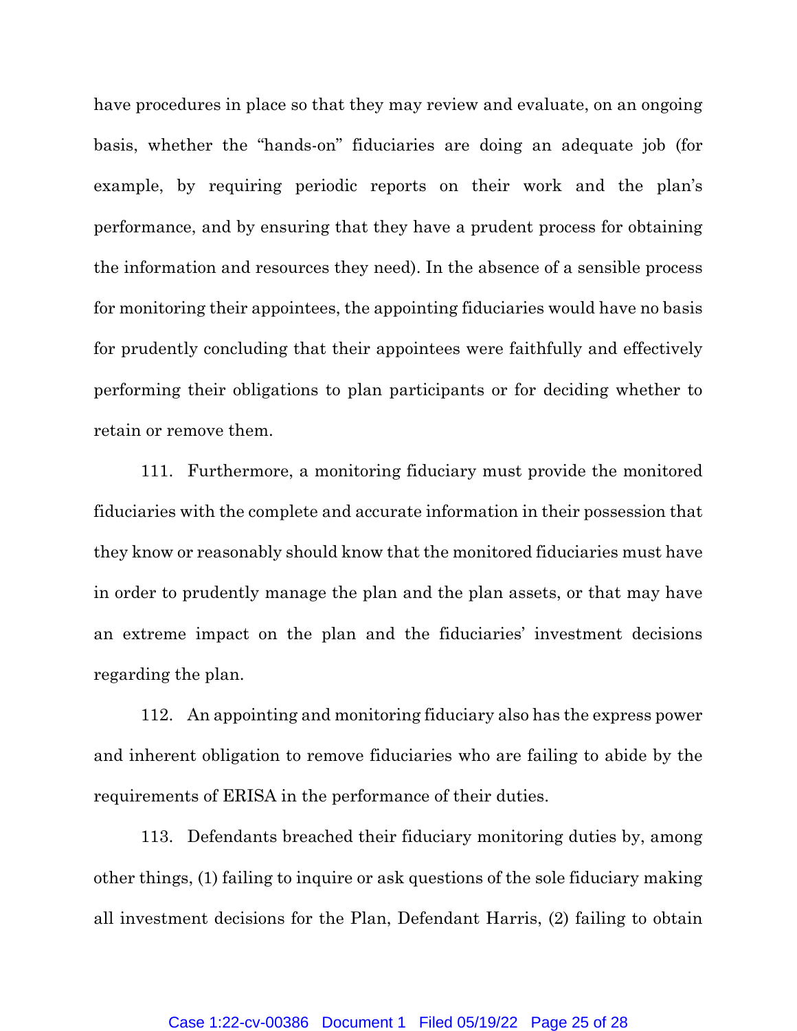have procedures in place so that they may review and evaluate, on an ongoing basis, whether the "hands-on" fiduciaries are doing an adequate job (for example, by requiring periodic reports on their work and the plan's performance, and by ensuring that they have a prudent process for obtaining the information and resources they need). In the absence of a sensible process for monitoring their appointees, the appointing fiduciaries would have no basis for prudently concluding that their appointees were faithfully and effectively performing their obligations to plan participants or for deciding whether to retain or remove them.

111. Furthermore, a monitoring fiduciary must provide the monitored fiduciaries with the complete and accurate information in their possession that they know or reasonably should know that the monitored fiduciaries must have in order to prudently manage the plan and the plan assets, or that may have an extreme impact on the plan and the fiduciaries' investment decisions regarding the plan.

112. An appointing and monitoring fiduciary also has the express power and inherent obligation to remove fiduciaries who are failing to abide by the requirements of ERISA in the performance of their duties.

113. Defendants breached their fiduciary monitoring duties by, among other things, (1) failing to inquire or ask questions of the sole fiduciary making all investment decisions for the Plan, Defendant Harris, (2) failing to obtain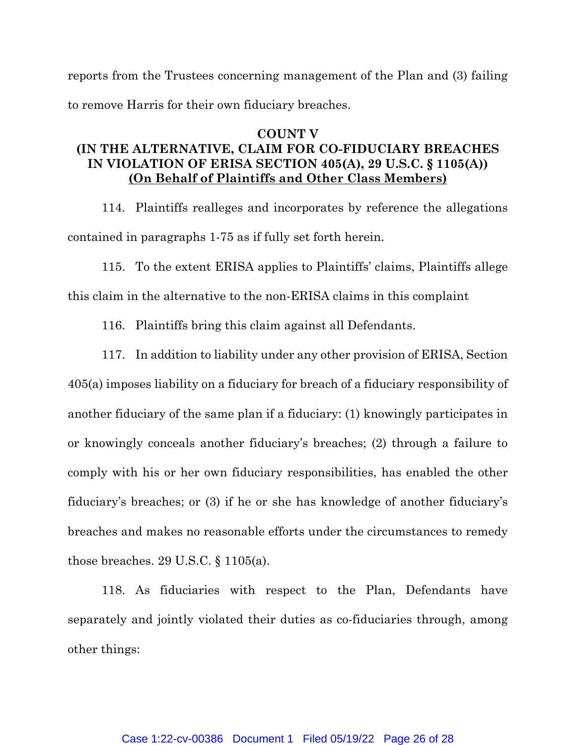reports from the Trustees concerning management of the Plan and (3) failing to remove Harris for their own fiduciary breaches.

**COUNT V**
**(IN THE ALTERNATIVE, CLAIM FOR CO-FIDUCIARY BREACHES IN VIOLATION OF ERISA SECTION 405(A), 29 U.S.C. § 1105(A))**
**(On Behalf of Plaintiffs and Other Class Members)**

114. Plaintiffs realleges and incorporates by reference the allegations contained in paragraphs 1-75 as if fully set forth herein.

115. To the extent ERISA applies to Plaintiffs' claims, Plaintiffs allege this claim in the alternative to the non-ERISA claims in this complaint

116. Plaintiffs bring this claim against all Defendants.

117. In addition to liability under any other provision of ERISA, Section 405(a) imposes liability on a fiduciary for breach of a fiduciary responsibility of another fiduciary of the same plan if a fiduciary: (1) knowingly participates in or knowingly conceals another fiduciary's breaches; (2) through a failure to comply with his or her own fiduciary responsibilities, has enabled the other fiduciary's breaches; or (3) if he or she has knowledge of another fiduciary's breaches and makes no reasonable efforts under the circumstances to remedy those breaches. 29 U.S.C. § 1105(a).

118. As fiduciaries with respect to the Plan, Defendants have separately and jointly violated their duties as co-fiduciaries through, among other things: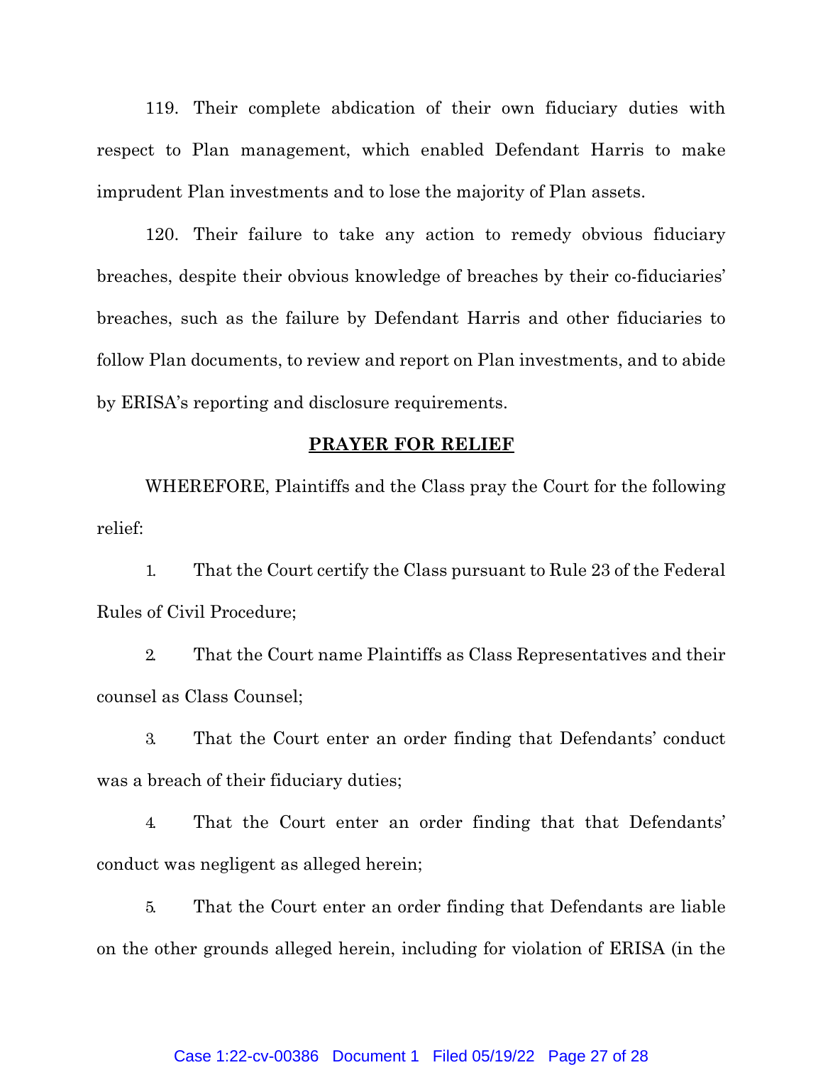119. Their complete abdication of their own fiduciary duties with respect to Plan management, which enabled Defendant Harris to make imprudent Plan investments and to lose the majority of Plan assets.

120. Their failure to take any action to remedy obvious fiduciary breaches, despite their obvious knowledge of breaches by their co-fiduciaries' breaches, such as the failure by Defendant Harris and other fiduciaries to follow Plan documents, to review and report on Plan investments, and to abide by ERISA's reporting and disclosure requirements.

## PRAYER FOR RELIEF

WHEREFORE, Plaintiffs and the Class pray the Court for the following relief:

1. That the Court certify the Class pursuant to Rule 23 of the Federal Rules of Civil Procedure;

2. That the Court name Plaintiffs as Class Representatives and their counsel as Class Counsel;

3. That the Court enter an order finding that Defendants' conduct was a breach of their fiduciary duties;

4. That the Court enter an order finding that that Defendants' conduct was negligent as alleged herein;

5. That the Court enter an order finding that Defendants are liable on the other grounds alleged herein, including for violation of ERISA (in the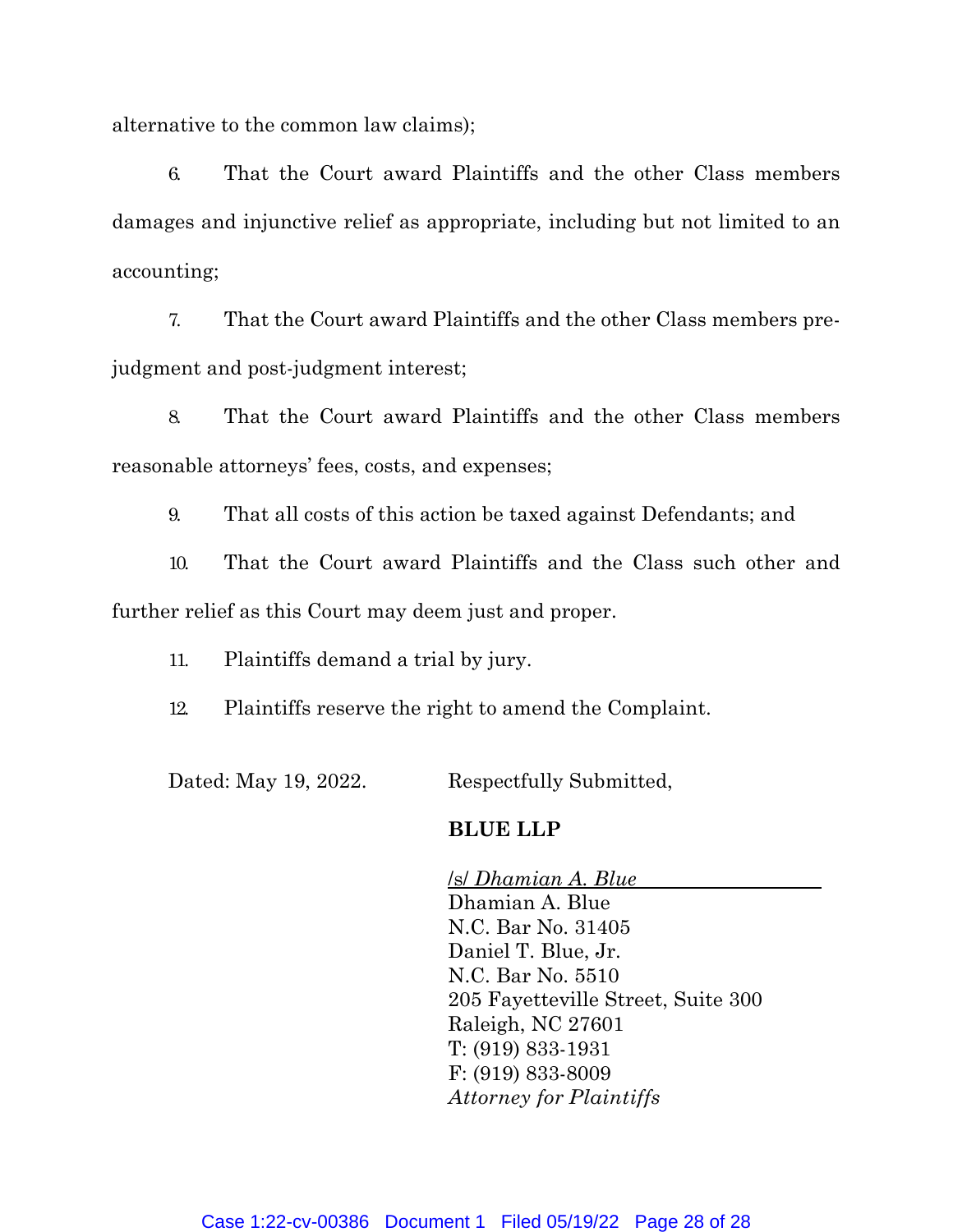alternative to the common law claims);

6. That the Court award Plaintiffs and the other Class members damages and injunctive relief as appropriate, including but not limited to an accounting;

7. That the Court award Plaintiffs and the other Class members pre-judgment and post-judgment interest;

8. That the Court award Plaintiffs and the other Class members reasonable attorneys' fees, costs, and expenses;

9. That all costs of this action be taxed against Defendants; and

10. That the Court award Plaintiffs and the Class such other and further relief as this Court may deem just and proper.

11. Plaintiffs demand a trial by jury.

12. Plaintiffs reserve the right to amend the Complaint.

Dated: May 19, 2022.

Respectfully Submitted,

**BLUE LLP**

/s/ *Dhamian A. Blue*
Dhamian A. Blue
N.C. Bar No. 31405
Daniel T. Blue, Jr.
N.C. Bar No. 5510
205 Fayetteville Street, Suite 300
Raleigh, NC 27601
T: (919) 833-1931
F: (919) 833-8009
*Attorney for Plaintiffs*